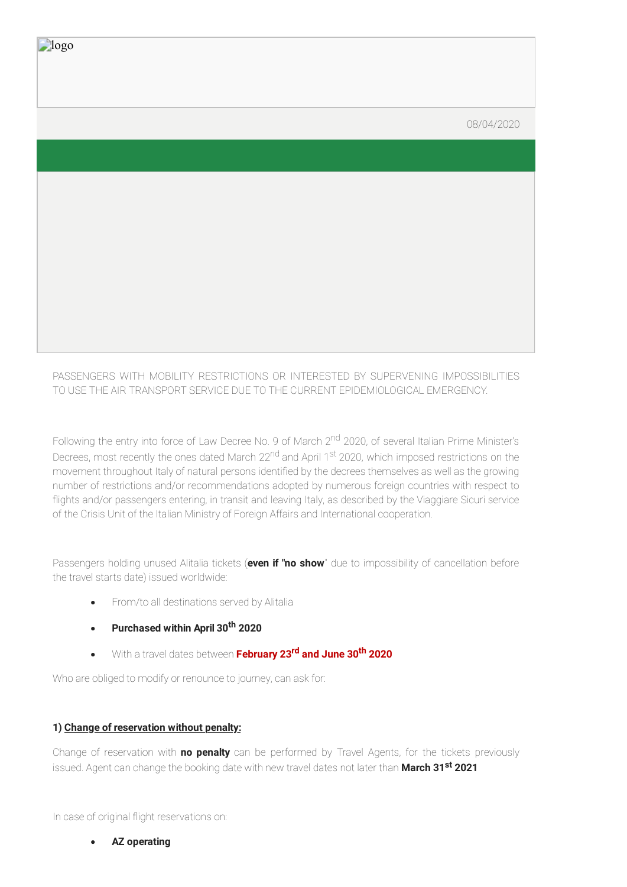logo

08/04/2020

PASSENGERS WITH MOBILITY RESTRICTIONS OR INTERESTED BY SUPERVENING IMPOSSIBILITIES TO USE THE AIR TRANSPORT SERVICE DUE TO THE CURRENT EPIDEMIOLOGICAL EMERGENCY.

Following the entry into force of Law Decree No. 9 of March 2nd 2020, of several Italian Prime Minister's Decrees, most recently the ones dated March 22nd and April 1st 2020, which imposed restrictions on the movement throughout Italy of natural persons identified by the decrees themselves as well as the growing number of restrictions and/or recommendations adopted by numerous foreign countries with respect to flights and/or passengers entering, in transit and leaving Italy, as described by the Viaggiare Sicuri service of the Crisis Unit of the Italian Ministry of Foreign Affairs and International cooperation.

Passengers holding unused Alitalia tickets (**even if "no show**" due to impossibility of cancellation before the travel starts date) issued worldwide:

- From/to all destinations served by Alitalia
- **Purchased within April 30th 2020**
- With a travel dates between **February 23rd and June 30th 2020**

Who are obliged to modify or renounce to journey, can ask for:

**1) <u>Change of reservation without penalty:</u>**

Change of reservation with **no penalty** can be performed by Travel Agents, for the tickets previously issued. Agent can change the booking date with new travel dates not later than **March 31st 2021**

In case of original flight reservations on:

- **AZ operating**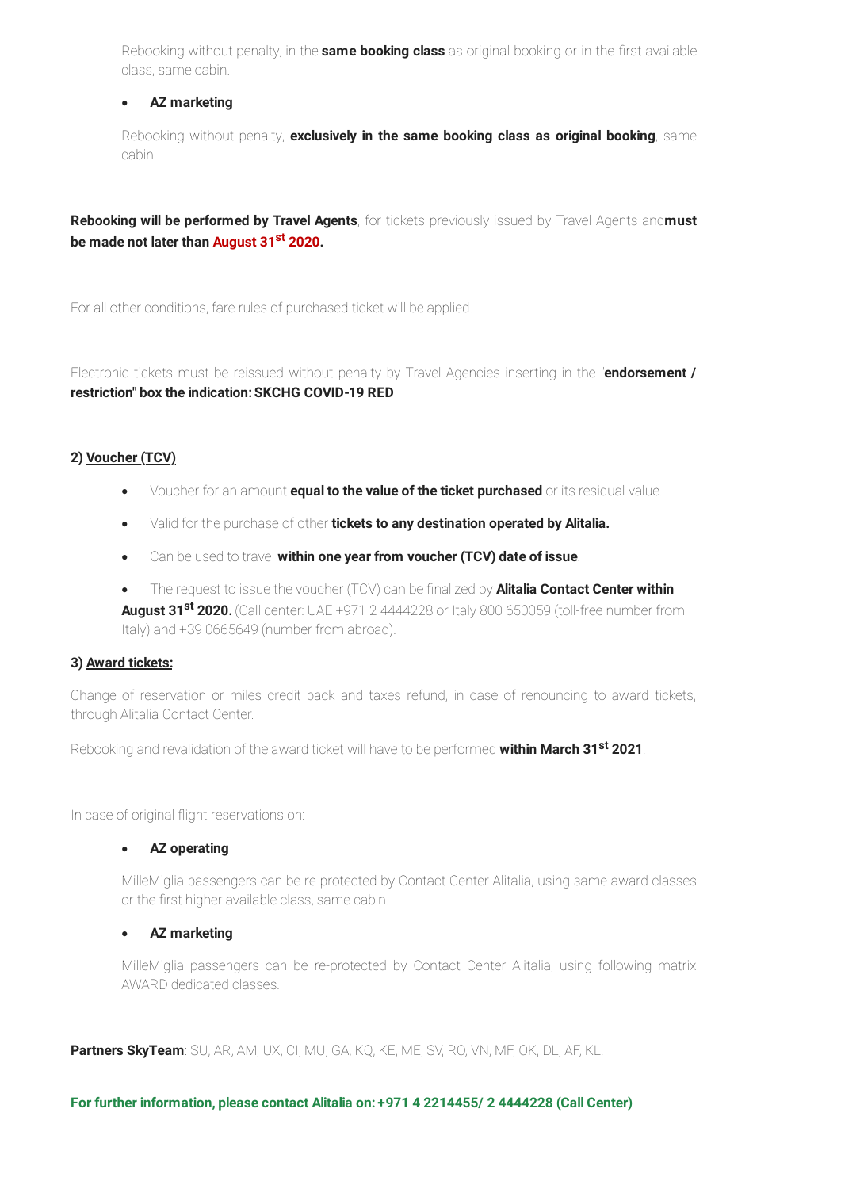Rebooking without penalty, in the **same booking class** as original booking or in the first available class, same cabin.

- **AZ marketing**

Rebooking without penalty, **exclusively in the same booking class as original booking**, same cabin.

**Rebooking will be performed by Travel Agents**, for tickets previously issued by Travel Agents and**must be made not later than August 31st 2020.**

For all other conditions, fare rules of purchased ticket will be applied.

Electronic tickets must be reissued without penalty by Travel Agencies inserting in the "**endorsement / restriction" box the indication: SKCHG COVID-19 RED**

**2) Voucher (TCV)**

- Voucher for an amount **equal to the value of the ticket purchased** or its residual value.
- Valid for the purchase of other **tickets to any destination operated by Alitalia.**
- Can be used to travel **within one year from voucher (TCV) date of issue**.
- The request to issue the voucher (TCV) can be finalized by **Alitalia Contact Center within August 31st 2020.** (Call center: UAE +971 2 4444228 or Italy 800 650059 (toll-free number from Italy) and +39 0665649 (number from abroad).

**3) Award tickets:**

Change of reservation or miles credit back and taxes refund, in case of renouncing to award tickets, through Alitalia Contact Center.

Rebooking and revalidation of the award ticket will have to be performed **within March 31st 2021**.

In case of original flight reservations on:

- **AZ operating**

MilleMiglia passengers can be re-protected by Contact Center Alitalia, using same award classes or the first higher available class, same cabin.

- **AZ marketing**

MilleMiglia passengers can be re-protected by Contact Center Alitalia, using following matrix AWARD dedicated classes.

**Partners SkyTeam**: SU, AR, AM, UX, CI, MU, GA, KQ, KE, ME, SV, RO, VN, MF, OK, DL, AF, KL.

**For further information, please contact Alitalia on: +971 4 2214455/ 2 4444228 (Call Center)**